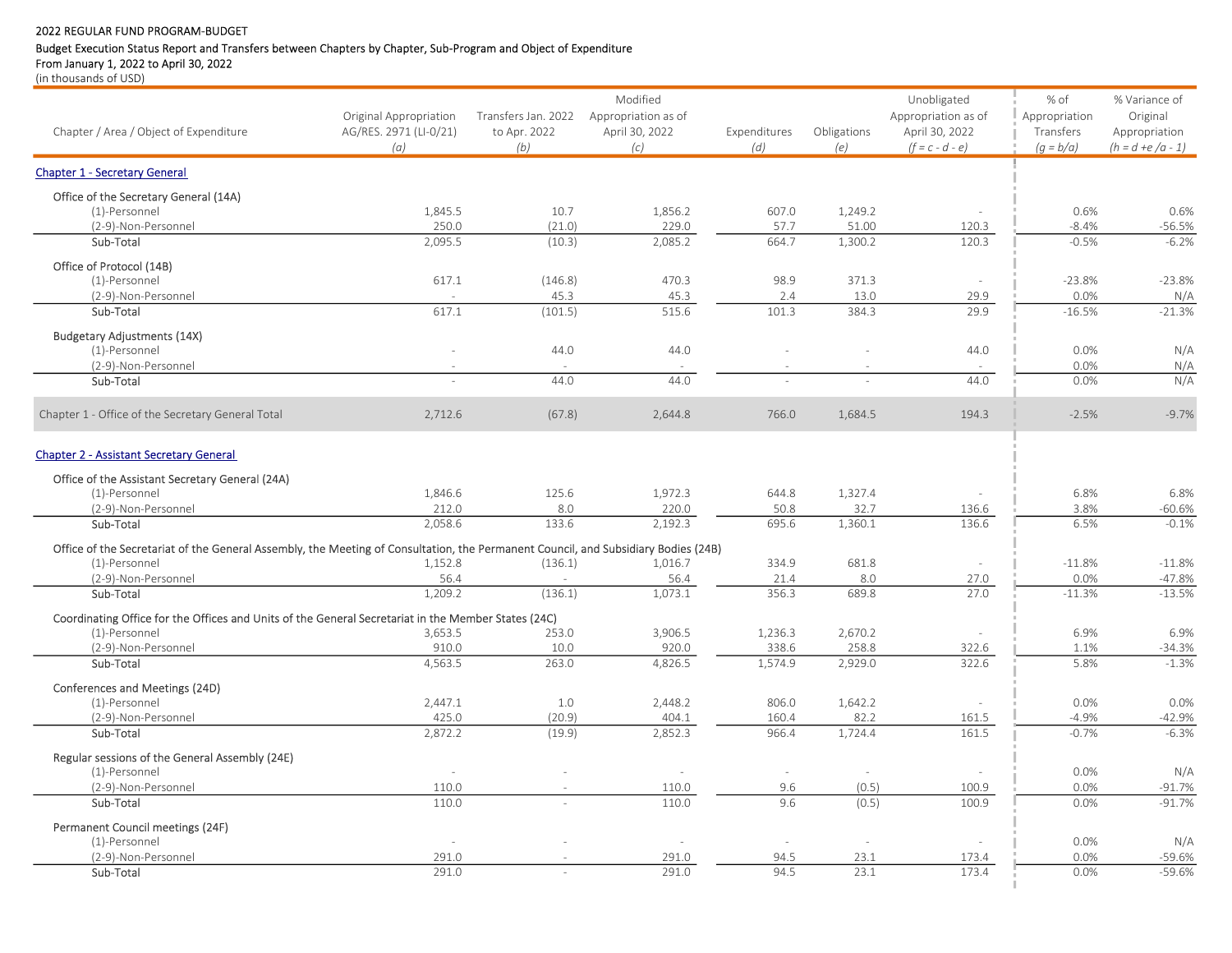2022 REGULAR FUND PROGRAM-BUDGET

Budget Execution Status Report and Transfers between Chapters by Chapter, Sub-Program and Object of Expenditure

From January 1, 2022 to April 30, 2022

(in thousands of USD)

| Chapter / Area / Object of Expenditure | Original Appropriation AG/RES. 2971 (LI-0/21) (a) | Transfers Jan. 2022 to Apr. 2022 (b) | Modified Appropriation as of April 30, 2022 (c) | Expenditures (d) | Obligations (e) | Unobligated Appropriation as of April 30, 2022 (f = c - d - e) | % of Appropriation Transfers (g = b/a) | % Variance of Original Appropriation (h = d +e /a - 1) |
|---|---|---|---|---|---|---|---|---|
| **Chapter 1 - Secretary General** | | | | | | | | |
| Office of the Secretary General (14A) | | | | | | | | |
| (1)-Personnel | 1,845.5 | 10.7 | 1,856.2 | 607.0 | 1,249.2 | - | 0.6% | 0.6% |
| (2-9)-Non-Personnel | 250.0 | (21.0) | 229.0 | 57.7 | 51.00 | 120.3 | -8.4% | -56.5% |
| Sub-Total | 2,095.5 | (10.3) | 2,085.2 | 664.7 | 1,300.2 | 120.3 | -0.5% | -6.2% |
| Office of Protocol (14B) | | | | | | | | |
| (1)-Personnel | 617.1 | (146.8) | 470.3 | 98.9 | 371.3 | - | -23.8% | -23.8% |
| (2-9)-Non-Personnel | - | 45.3 | 45.3 | 2.4 | 13.0 | 29.9 | 0.0% | N/A |
| Sub-Total | 617.1 | (101.5) | 515.6 | 101.3 | 384.3 | 29.9 | -16.5% | -21.3% |
| Budgetary Adjustments (14X) | | | | | | | | |
| (1)-Personnel | - | 44.0 | 44.0 | - | - | 44.0 | 0.0% | N/A |
| (2-9)-Non-Personnel | - | - | - | - | - | - | 0.0% | N/A |
| Sub-Total | - | 44.0 | 44.0 | - | - | 44.0 | 0.0% | N/A |
| Chapter 1 - Office of the Secretary General Total | 2,712.6 | (67.8) | 2,644.8 | 766.0 | 1,684.5 | 194.3 | -2.5% | -9.7% |
| **Chapter 2 - Assistant Secretary General** | | | | | | | | |
| Office of the Assistant Secretary General (24A) | | | | | | | | |
| (1)-Personnel | 1,846.6 | 125.6 | 1,972.3 | 644.8 | 1,327.4 | - | 6.8% | 6.8% |
| (2-9)-Non-Personnel | 212.0 | 8.0 | 220.0 | 50.8 | 32.7 | 136.6 | 3.8% | -60.6% |
| Sub-Total | 2,058.6 | 133.6 | 2,192.3 | 695.6 | 1,360.1 | 136.6 | 6.5% | -0.1% |
| Office of the Secretariat of the General Assembly, the Meeting of Consultation, the Permanent Council, and Subsidiary Bodies (24B) | | | | | | | | |
| (1)-Personnel | 1,152.8 | (136.1) | 1,016.7 | 334.9 | 681.8 | - | -11.8% | -11.8% |
| (2-9)-Non-Personnel | 56.4 | - | 56.4 | 21.4 | 8.0 | 27.0 | 0.0% | -47.8% |
| Sub-Total | 1,209.2 | (136.1) | 1,073.1 | 356.3 | 689.8 | 27.0 | -11.3% | -13.5% |
| Coordinating Office for the Offices and Units of the General Secretariat in the Member States (24C) | | | | | | | | |
| (1)-Personnel | 3,653.5 | 253.0 | 3,906.5 | 1,236.3 | 2,670.2 | - | 6.9% | 6.9% |
| (2-9)-Non-Personnel | 910.0 | 10.0 | 920.0 | 338.6 | 258.8 | 322.6 | 1.1% | -34.3% |
| Sub-Total | 4,563.5 | 263.0 | 4,826.5 | 1,574.9 | 2,929.0 | 322.6 | 5.8% | -1.3% |
| Conferences and Meetings (24D) | | | | | | | | |
| (1)-Personnel | 2,447.1 | 1.0 | 2,448.2 | 806.0 | 1,642.2 | - | 0.0% | 0.0% |
| (2-9)-Non-Personnel | 425.0 | (20.9) | 404.1 | 160.4 | 82.2 | 161.5 | -4.9% | -42.9% |
| Sub-Total | 2,872.2 | (19.9) | 2,852.3 | 966.4 | 1,724.4 | 161.5 | -0.7% | -6.3% |
| Regular sessions of the General Assembly (24E) | | | | | | | | |
| (1)-Personnel | - | - | - | - | - | - | 0.0% | N/A |
| (2-9)-Non-Personnel | 110.0 | - | 110.0 | 9.6 | (0.5) | 100.9 | 0.0% | -91.7% |
| Sub-Total | 110.0 | - | 110.0 | 9.6 | (0.5) | 100.9 | 0.0% | -91.7% |
| Permanent Council meetings (24F) | | | | | | | | |
| (1)-Personnel | - | - | - | - | - | - | 0.0% | N/A |
| (2-9)-Non-Personnel | 291.0 | - | 291.0 | 94.5 | 23.1 | 173.4 | 0.0% | -59.6% |
| Sub-Total | 291.0 | - | 291.0 | 94.5 | 23.1 | 173.4 | 0.0% | -59.6% |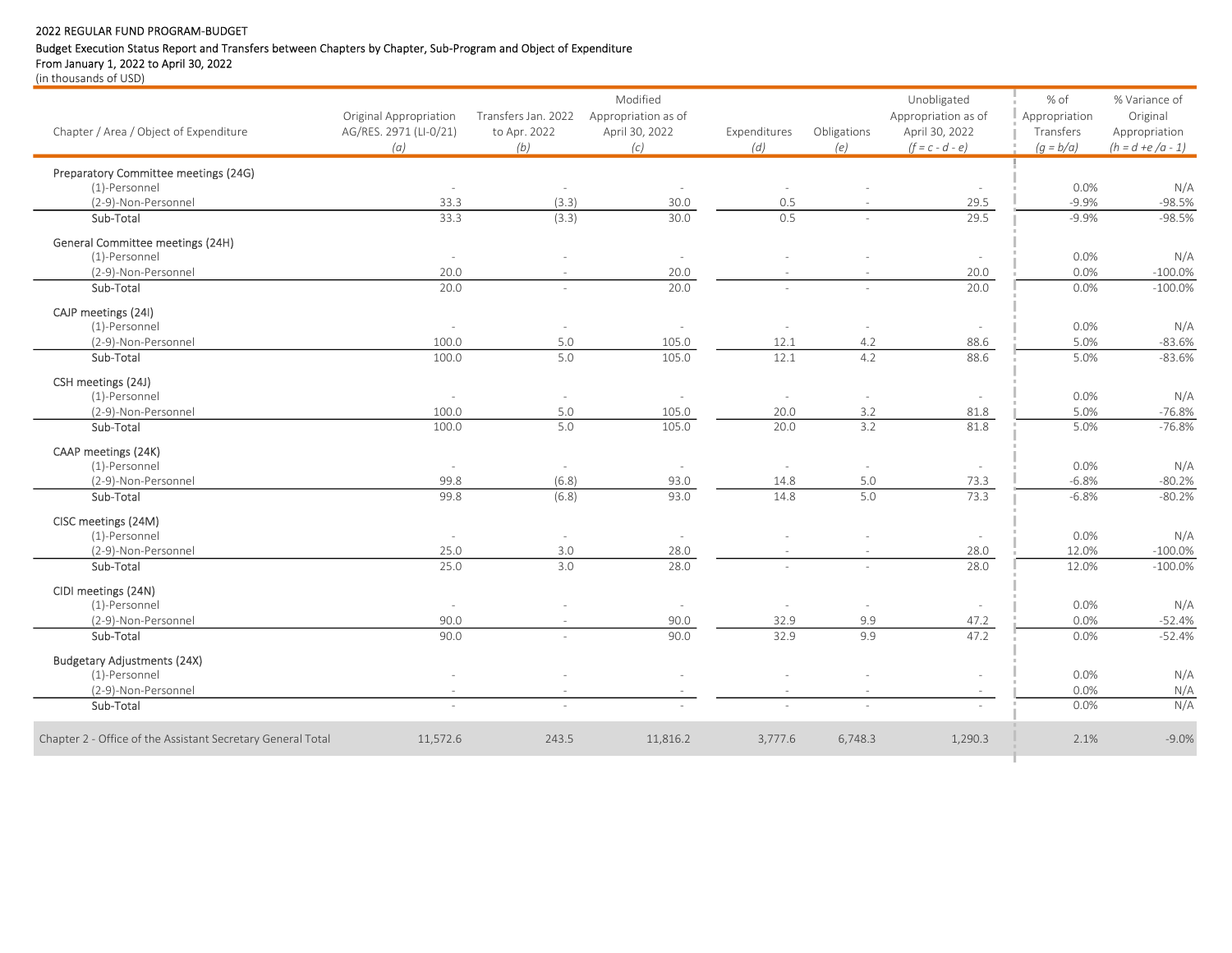2022 REGULAR FUND PROGRAM-BUDGET

Budget Execution Status Report and Transfers between Chapters by Chapter, Sub-Program and Object of Expenditure

From January 1, 2022 to April 30, 2022

(in thousands of USD)

| Chapter / Area / Object of Expenditure | Original Appropriation AG/RES. 2971 (LI-0/21) *(a)* | Transfers Jan. 2022 to Apr. 2022 *(b)* | Modified Appropriation as of April 30, 2022 *(c)* | Expenditures *(d)* | Obligations *(e)* | Unobligated Appropriation as of April 30, 2022 *(f = c - d - e)* | % of Appropriation Transfers *(g = b/a)* | % Variance of Original Appropriation *(h = d +e /a - 1)* |
|---|---|---|---|---|---|---|---|---|
| **Preparatory Committee meetings (24G)** | | | | | | | | |
| (1)-Personnel | - | - | - | - | - | - | 0.0% | N/A |
| (2-9)-Non-Personnel | 33.3 | (3.3) | 30.0 | 0.5 | - | 29.5 | -9.9% | -98.5% |
| Sub-Total | 33.3 | (3.3) | 30.0 | 0.5 | - | 29.5 | -9.9% | -98.5% |
| **General Committee meetings (24H)** | | | | | | | | |
| (1)-Personnel | - | - | - | - | - | - | 0.0% | N/A |
| (2-9)-Non-Personnel | 20.0 | - | 20.0 | - | - | 20.0 | 0.0% | -100.0% |
| Sub-Total | 20.0 | - | 20.0 | - | - | 20.0 | 0.0% | -100.0% |
| **CAJP meetings (24I)** | | | | | | | | |
| (1)-Personnel | - | - | - | - | - | - | 0.0% | N/A |
| (2-9)-Non-Personnel | 100.0 | 5.0 | 105.0 | 12.1 | 4.2 | 88.6 | 5.0% | -83.6% |
| Sub-Total | 100.0 | 5.0 | 105.0 | 12.1 | 4.2 | 88.6 | 5.0% | -83.6% |
| **CSH meetings (24J)** | | | | | | | | |
| (1)-Personnel | - | - | - | - | - | - | 0.0% | N/A |
| (2-9)-Non-Personnel | 100.0 | 5.0 | 105.0 | 20.0 | 3.2 | 81.8 | 5.0% | -76.8% |
| Sub-Total | 100.0 | 5.0 | 105.0 | 20.0 | 3.2 | 81.8 | 5.0% | -76.8% |
| **CAAP meetings (24K)** | | | | | | | | |
| (1)-Personnel | - | - | - | - | - | - | 0.0% | N/A |
| (2-9)-Non-Personnel | 99.8 | (6.8) | 93.0 | 14.8 | 5.0 | 73.3 | -6.8% | -80.2% |
| Sub-Total | 99.8 | (6.8) | 93.0 | 14.8 | 5.0 | 73.3 | -6.8% | -80.2% |
| **CISC meetings (24M)** | | | | | | | | |
| (1)-Personnel | - | - | - | - | - | - | 0.0% | N/A |
| (2-9)-Non-Personnel | 25.0 | 3.0 | 28.0 | - | - | 28.0 | 12.0% | -100.0% |
| Sub-Total | 25.0 | 3.0 | 28.0 | - | - | 28.0 | 12.0% | -100.0% |
| **CIDI meetings (24N)** | | | | | | | | |
| (1)-Personnel | - | - | - | - | - | - | 0.0% | N/A |
| (2-9)-Non-Personnel | 90.0 | - | 90.0 | 32.9 | 9.9 | 47.2 | 0.0% | -52.4% |
| Sub-Total | 90.0 | - | 90.0 | 32.9 | 9.9 | 47.2 | 0.0% | -52.4% |
| **Budgetary Adjustments (24X)** | | | | | | | | |
| (1)-Personnel | - | - | - | - | - | - | 0.0% | N/A |
| (2-9)-Non-Personnel | - | - | - | - | - | - | 0.0% | N/A |
| Sub-Total | - | - | - | - | - | - | 0.0% | N/A |
| **Chapter 2 - Office of the Assistant Secretary General Total** | 11,572.6 | 243.5 | 11,816.2 | 3,777.6 | 6,748.3 | 1,290.3 | 2.1% | -9.0% |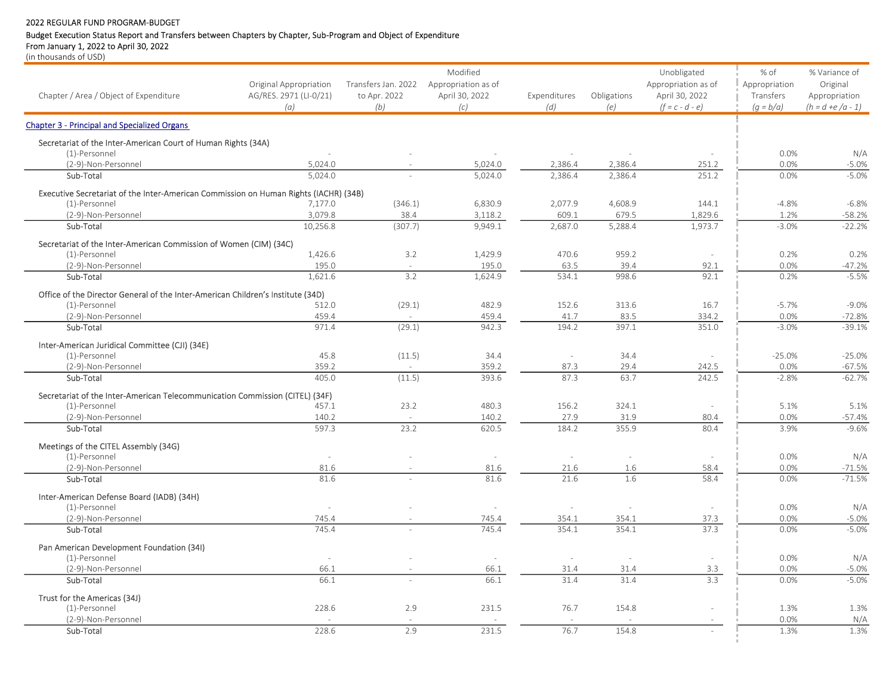2022 REGULAR FUND PROGRAM-BUDGET

Budget Execution Status Report and Transfers between Chapters by Chapter, Sub-Program and Object of Expenditure

From January 1, 2022 to April 30, 2022

(in thousands of USD)

| Chapter / Area / Object of Expenditure | Original Appropriation AG/RES. 2971 (LI-0/21) *(a)* | Transfers Jan. 2022 to Apr. 2022 *(b)* | Modified Appropriation as of April 30, 2022 *(c)* | Expenditures *(d)* | Obligations *(e)* | Unobligated Appropriation as of April 30, 2022 *(f = c - d - e)* | % of Appropriation Transfers *(g = b/a)* | % Variance of Original Appropriation *(h = d +e /a - 1)* |
|---|---|---|---|---|---|---|---|---|
| **Chapter 3 - Principal and Specialized Organs** | | | | | | | | |
| Secretariat of the Inter-American Court of Human Rights (34A) | | | | | | | | |
| (1)-Personnel | - | - | - | - | - | - | 0.0% | N/A |
| (2-9)-Non-Personnel | 5,024.0 | - | 5,024.0 | 2,386.4 | 2,386.4 | 251.2 | 0.0% | -5.0% |
| Sub-Total | 5,024.0 | - | 5,024.0 | 2,386.4 | 2,386.4 | 251.2 | 0.0% | -5.0% |
| Executive Secretariat of the Inter-American Commission on Human Rights (IACHR) (34B) | | | | | | | | |
| (1)-Personnel | 7,177.0 | (346.1) | 6,830.9 | 2,077.9 | 4,608.9 | 144.1 | -4.8% | -6.8% |
| (2-9)-Non-Personnel | 3,079.8 | 38.4 | 3,118.2 | 609.1 | 679.5 | 1,829.6 | 1.2% | -58.2% |
| Sub-Total | 10,256.8 | (307.7) | 9,949.1 | 2,687.0 | 5,288.4 | 1,973.7 | -3.0% | -22.2% |
| Secretariat of the Inter-American Commission of Women (CIM) (34C) | | | | | | | | |
| (1)-Personnel | 1,426.6 | 3.2 | 1,429.9 | 470.6 | 959.2 | - | 0.2% | 0.2% |
| (2-9)-Non-Personnel | 195.0 | - | 195.0 | 63.5 | 39.4 | 92.1 | 0.0% | -47.2% |
| Sub-Total | 1,621.6 | 3.2 | 1,624.9 | 534.1 | 998.6 | 92.1 | 0.2% | -5.5% |
| Office of the Director General of the Inter-American Children's Institute (34D) | | | | | | | | |
| (1)-Personnel | 512.0 | (29.1) | 482.9 | 152.6 | 313.6 | 16.7 | -5.7% | -9.0% |
| (2-9)-Non-Personnel | 459.4 | - | 459.4 | 41.7 | 83.5 | 334.2 | 0.0% | -72.8% |
| Sub-Total | 971.4 | (29.1) | 942.3 | 194.2 | 397.1 | 351.0 | -3.0% | -39.1% |
| Inter-American Juridical Committee (CJI) (34E) | | | | | | | | |
| (1)-Personnel | 45.8 | (11.5) | 34.4 | - | 34.4 | - | -25.0% | -25.0% |
| (2-9)-Non-Personnel | 359.2 | - | 359.2 | 87.3 | 29.4 | 242.5 | 0.0% | -67.5% |
| Sub-Total | 405.0 | (11.5) | 393.6 | 87.3 | 63.7 | 242.5 | -2.8% | -62.7% |
| Secretariat of the Inter-American Telecommunication Commission (CITEL) (34F) | | | | | | | | |
| (1)-Personnel | 457.1 | 23.2 | 480.3 | 156.2 | 324.1 | - | 5.1% | 5.1% |
| (2-9)-Non-Personnel | 140.2 | - | 140.2 | 27.9 | 31.9 | 80.4 | 0.0% | -57.4% |
| Sub-Total | 597.3 | 23.2 | 620.5 | 184.2 | 355.9 | 80.4 | 3.9% | -9.6% |
| Meetings of the CITEL Assembly (34G) | | | | | | | | |
| (1)-Personnel | - | - | - | - | - | - | 0.0% | N/A |
| (2-9)-Non-Personnel | 81.6 | - | 81.6 | 21.6 | 1.6 | 58.4 | 0.0% | -71.5% |
| Sub-Total | 81.6 | - | 81.6 | 21.6 | 1.6 | 58.4 | 0.0% | -71.5% |
| Inter-American Defense Board (IADB) (34H) | | | | | | | | |
| (1)-Personnel | - | - | - | - | - | - | 0.0% | N/A |
| (2-9)-Non-Personnel | 745.4 | - | 745.4 | 354.1 | 354.1 | 37.3 | 0.0% | -5.0% |
| Sub-Total | 745.4 | - | 745.4 | 354.1 | 354.1 | 37.3 | 0.0% | -5.0% |
| Pan American Development Foundation (34I) | | | | | | | | |
| (1)-Personnel | - | - | - | - | - | - | 0.0% | N/A |
| (2-9)-Non-Personnel | 66.1 | - | 66.1 | 31.4 | 31.4 | 3.3 | 0.0% | -5.0% |
| Sub-Total | 66.1 | - | 66.1 | 31.4 | 31.4 | 3.3 | 0.0% | -5.0% |
| Trust for the Americas (34J) | | | | | | | | |
| (1)-Personnel | 228.6 | 2.9 | 231.5 | 76.7 | 154.8 | - | 1.3% | 1.3% |
| (2-9)-Non-Personnel | - | - | - | - | - | - | 0.0% | N/A |
| Sub-Total | 228.6 | 2.9 | 231.5 | 76.7 | 154.8 | - | 1.3% | 1.3% |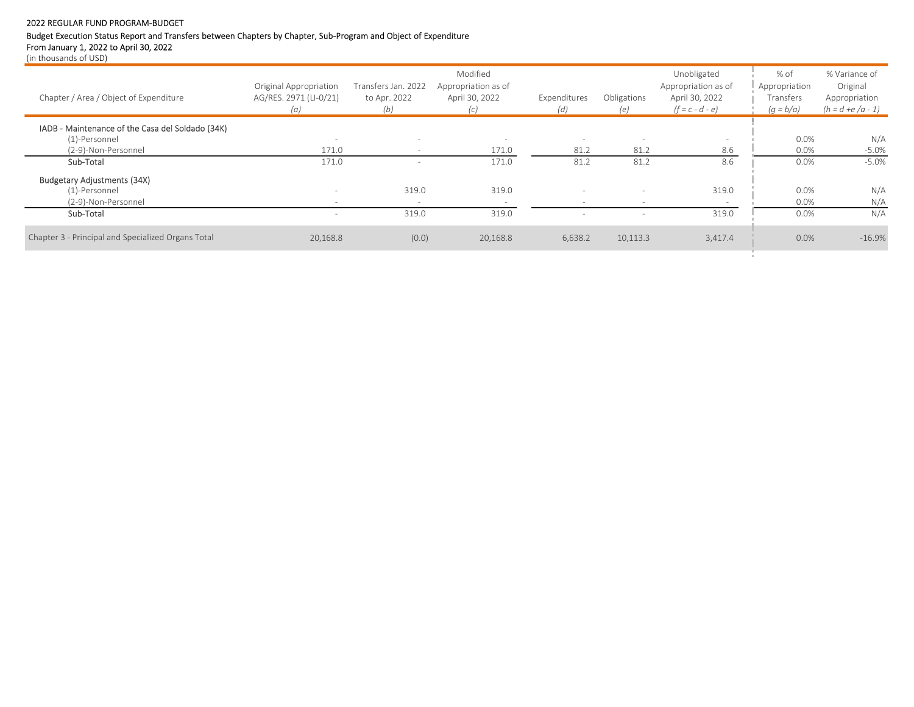2022 REGULAR FUND PROGRAM-BUDGET

Budget Execution Status Report and Transfers between Chapters by Chapter, Sub-Program and Object of Expenditure

From January 1, 2022 to April 30, 2022

(in thousands of USD)

| Chapter / Area / Object of Expenditure | Original Appropriation AG/RES. 2971 (LI-0/21) *(a)* | Transfers Jan. 2022 to Apr. 2022 *(b)* | Modified Appropriation as of April 30, 2022 *(c)* | Expenditures *(d)* | Obligations *(e)* | Unobligated Appropriation as of April 30, 2022 *(f = c - d - e)* | % of Appropriation Transfers *(g = b/a)* | % Variance of Original Appropriation *(h = d +e /a - 1)* |
|---|---|---|---|---|---|---|---|---|
| IADB - Maintenance of the Casa del Soldado (34K) | | | | | | | | |
| (1)-Personnel | - | - | - | - | - | - | 0.0% | N/A |
| (2-9)-Non-Personnel | 171.0 | - | 171.0 | 81.2 | 81.2 | 8.6 | 0.0% | -5.0% |
| Sub-Total | 171.0 | - | 171.0 | 81.2 | 81.2 | 8.6 | 0.0% | -5.0% |
| Budgetary Adjustments (34X) | | | | | | | | |
| (1)-Personnel | - | 319.0 | 319.0 | - | - | 319.0 | 0.0% | N/A |
| (2-9)-Non-Personnel | - | - | - | - | - | - | 0.0% | N/A |
| Sub-Total | - | 319.0 | 319.0 | - | - | 319.0 | 0.0% | N/A |
| Chapter 3 - Principal and Specialized Organs Total | 20,168.8 | (0.0) | 20,168.8 | 6,638.2 | 10,113.3 | 3,417.4 | 0.0% | -16.9% |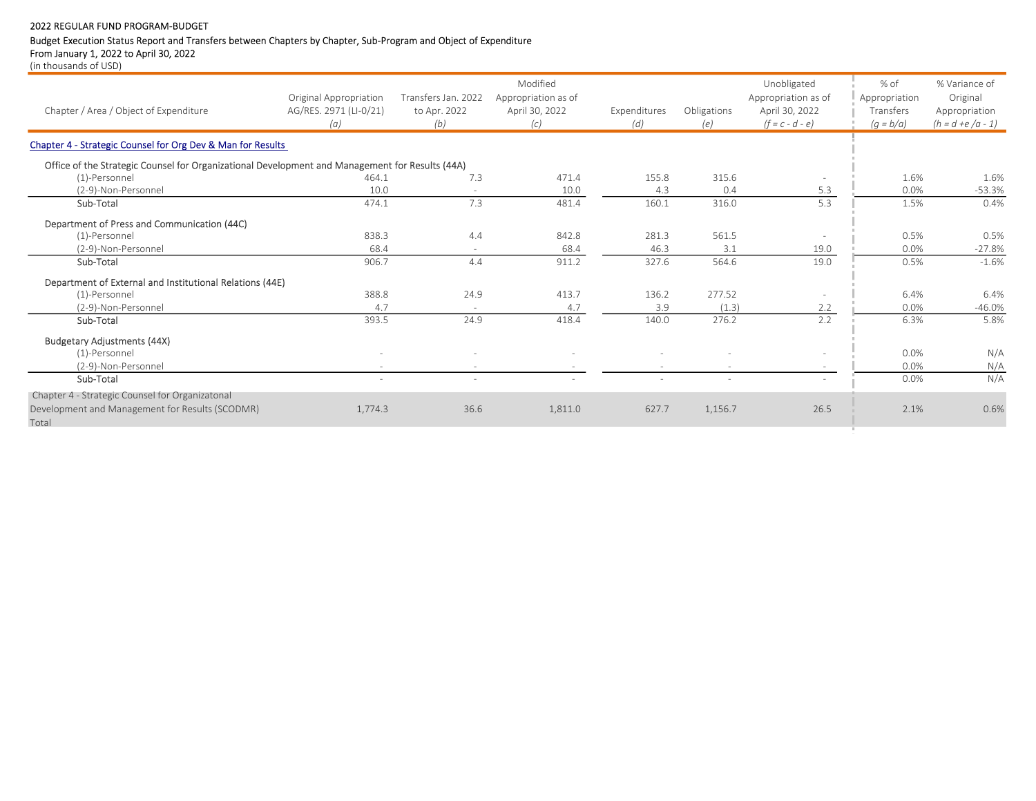2022 REGULAR FUND PROGRAM-BUDGET

Budget Execution Status Report and Transfers between Chapters by Chapter, Sub-Program and Object of Expenditure

From January 1, 2022 to April 30, 2022

(in thousands of USD)

| Chapter / Area / Object of Expenditure | Original Appropriation AG/RES. 2971 (LI-0/21) *(a)* | Transfers Jan. 2022 to Apr. 2022 *(b)* | Modified Appropriation as of April 30, 2022 *(c)* | Expenditures *(d)* | Obligations *(e)* | Unobligated Appropriation as of April 30, 2022 *(f = c - d - e)* | % of Appropriation Transfers *(g = b/a)* | % Variance of Original Appropriation *(h = d +e /a - 1)* |
|---|---|---|---|---|---|---|---|---|
| **Chapter 4 - Strategic Counsel for Org Dev & Man for Results** | | | | | | | | |
| Office of the Strategic Counsel for Organizational Development and Management for Results (44A) | | | | | | | | |
| (1)-Personnel | 464.1 | 7.3 | 471.4 | 155.8 | 315.6 | - | 1.6% | 1.6% |
| (2-9)-Non-Personnel | 10.0 | - | 10.0 | 4.3 | 0.4 | 5.3 | 0.0% | -53.3% |
| Sub-Total | 474.1 | 7.3 | 481.4 | 160.1 | 316.0 | 5.3 | 1.5% | 0.4% |
| Department of Press and Communication (44C) | | | | | | | | |
| (1)-Personnel | 838.3 | 4.4 | 842.8 | 281.3 | 561.5 | - | 0.5% | 0.5% |
| (2-9)-Non-Personnel | 68.4 | - | 68.4 | 46.3 | 3.1 | 19.0 | 0.0% | -27.8% |
| Sub-Total | 906.7 | 4.4 | 911.2 | 327.6 | 564.6 | 19.0 | 0.5% | -1.6% |
| Department of External and Institutional Relations (44E) | | | | | | | | |
| (1)-Personnel | 388.8 | 24.9 | 413.7 | 136.2 | 277.52 | - | 6.4% | 6.4% |
| (2-9)-Non-Personnel | 4.7 | - | 4.7 | 3.9 | (1.3) | 2.2 | 0.0% | -46.0% |
| Sub-Total | 393.5 | 24.9 | 418.4 | 140.0 | 276.2 | 2.2 | 6.3% | 5.8% |
| Budgetary Adjustments (44X) | | | | | | | | |
| (1)-Personnel | - | - | - | - | - | - | 0.0% | N/A |
| (2-9)-Non-Personnel | - | - | - | - | - | - | 0.0% | N/A |
| Sub-Total | - | - | - | - | - | - | 0.0% | N/A |
| Chapter 4 - Strategic Counsel for Organizatonal Development and Management for Results (SCODMR) Total | 1,774.3 | 36.6 | 1,811.0 | 627.7 | 1,156.7 | 26.5 | 2.1% | 0.6% |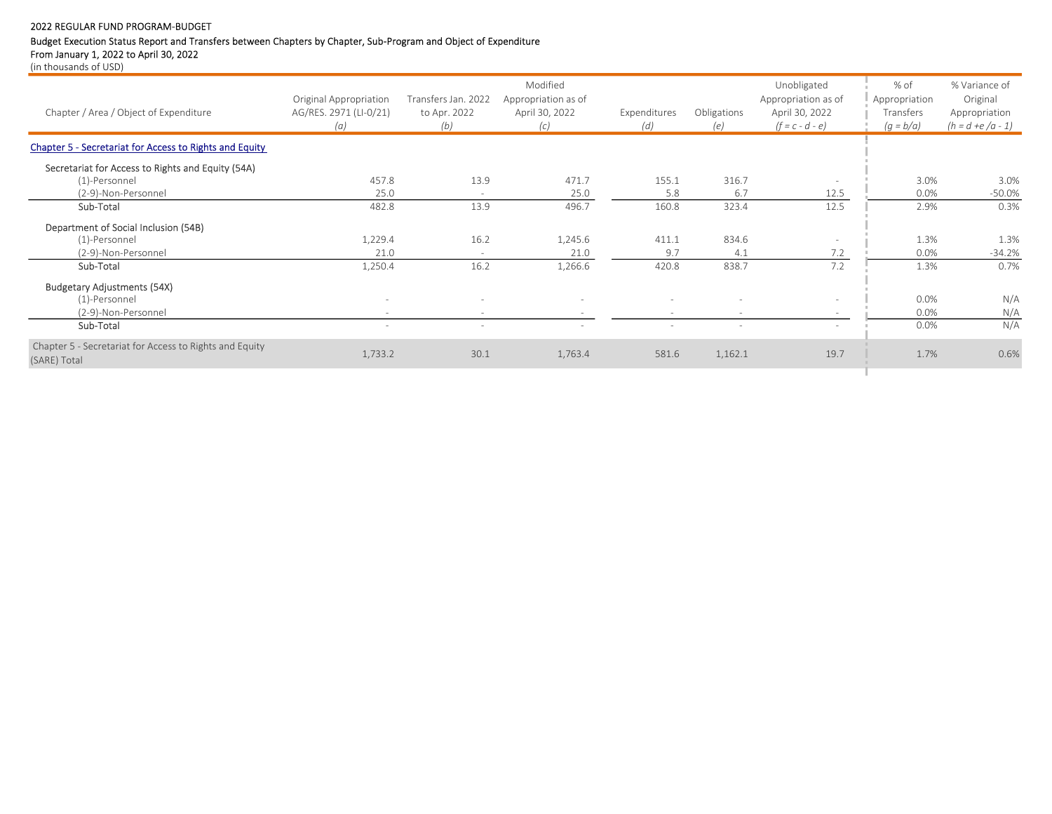2022 REGULAR FUND PROGRAM-BUDGET

Budget Execution Status Report and Transfers between Chapters by Chapter, Sub-Program and Object of Expenditure

From January 1, 2022 to April 30, 2022

(in thousands of USD)

| Chapter / Area / Object of Expenditure | Original Appropriation AG/RES. 2971 (LI-0/21) *(a)* | Transfers Jan. 2022 to Apr. 2022 *(b)* | Modified Appropriation as of April 30, 2022 *(c)* | Expenditures *(d)* | Obligations *(e)* | Unobligated Appropriation as of April 30, 2022 *(f = c - d - e)* | % of Appropriation Transfers *(g = b/a)* | % Variance of Original Appropriation *(h = d +e /a - 1)* |
|---|---|---|---|---|---|---|---|---|
| **Chapter 5 - Secretariat for Access to Rights and Equity** | | | | | | | | |
| Secretariat for Access to Rights and Equity (54A) | | | | | | | | |
| (1)-Personnel | 457.8 | 13.9 | 471.7 | 155.1 | 316.7 | - | 3.0% | 3.0% |
| (2-9)-Non-Personnel | 25.0 | - | 25.0 | 5.8 | 6.7 | 12.5 | 0.0% | -50.0% |
| Sub-Total | 482.8 | 13.9 | 496.7 | 160.8 | 323.4 | 12.5 | 2.9% | 0.3% |
| Department of Social Inclusion (54B) | | | | | | | | |
| (1)-Personnel | 1,229.4 | 16.2 | 1,245.6 | 411.1 | 834.6 | - | 1.3% | 1.3% |
| (2-9)-Non-Personnel | 21.0 | - | 21.0 | 9.7 | 4.1 | 7.2 | 0.0% | -34.2% |
| Sub-Total | 1,250.4 | 16.2 | 1,266.6 | 420.8 | 838.7 | 7.2 | 1.3% | 0.7% |
| Budgetary Adjustments (54X) | | | | | | | | |
| (1)-Personnel | - | - | - | - | - | - | 0.0% | N/A |
| (2-9)-Non-Personnel | - | - | - | - | - | - | 0.0% | N/A |
| Sub-Total | - | - | - | - | - | - | 0.0% | N/A |
| Chapter 5 - Secretariat for Access to Rights and Equity (SARE) Total | 1,733.2 | 30.1 | 1,763.4 | 581.6 | 1,162.1 | 19.7 | 1.7% | 0.6% |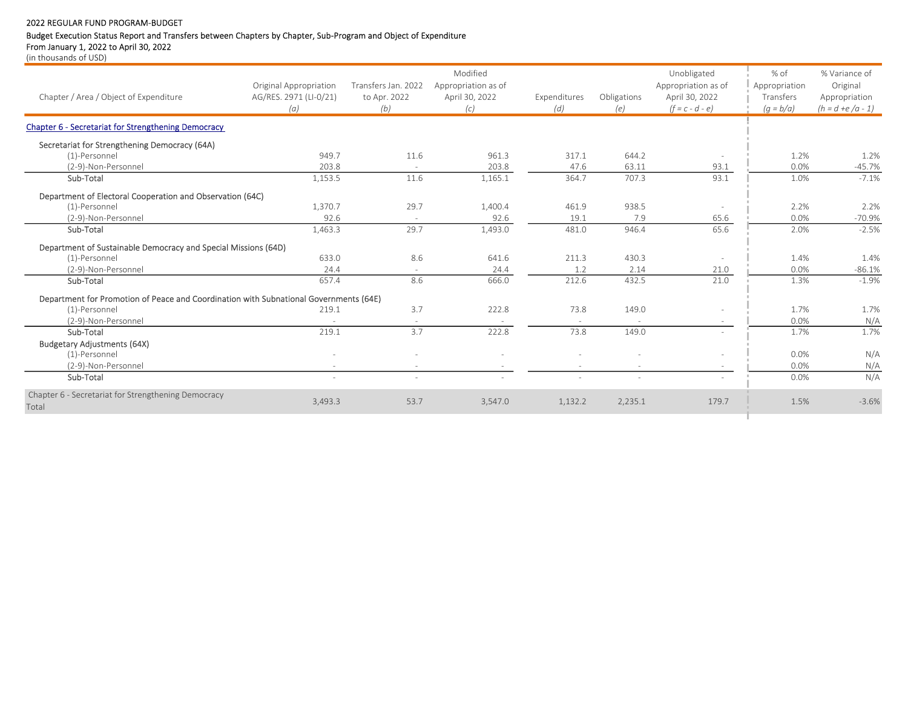2022 REGULAR FUND PROGRAM-BUDGET

Budget Execution Status Report and Transfers between Chapters by Chapter, Sub-Program and Object of Expenditure

From January 1, 2022 to April 30, 2022

(in thousands of USD)

| Chapter / Area / Object of Expenditure | Original Appropriation AG/RES. 2971 (LI-0/21) (a) | Transfers Jan. 2022 to Apr. 2022 (b) | Modified Appropriation as of April 30, 2022 (c) | Expenditures (d) | Obligations (e) | Unobligated Appropriation as of April 30, 2022 (f = c - d - e) | % of Appropriation Transfers (g = b/a) | % Variance of Original Appropriation (h = d +e /a - 1) |
|---|---|---|---|---|---|---|---|---|
| Chapter 6 - Secretariat for Strengthening Democracy | | | | | | | | |
| Secretariat for Strengthening Democracy (64A) | | | | | | | | |
| (1)-Personnel | 949.7 | 11.6 | 961.3 | 317.1 | 644.2 | - | 1.2% | 1.2% |
| (2-9)-Non-Personnel | 203.8 | - | 203.8 | 47.6 | 63.11 | 93.1 | 0.0% | -45.7% |
| Sub-Total | 1,153.5 | 11.6 | 1,165.1 | 364.7 | 707.3 | 93.1 | 1.0% | -7.1% |
| Department of Electoral Cooperation and Observation (64C) | | | | | | | | |
| (1)-Personnel | 1,370.7 | 29.7 | 1,400.4 | 461.9 | 938.5 | - | 2.2% | 2.2% |
| (2-9)-Non-Personnel | 92.6 | - | 92.6 | 19.1 | 7.9 | 65.6 | 0.0% | -70.9% |
| Sub-Total | 1,463.3 | 29.7 | 1,493.0 | 481.0 | 946.4 | 65.6 | 2.0% | -2.5% |
| Department of Sustainable Democracy and Special Missions (64D) | | | | | | | | |
| (1)-Personnel | 633.0 | 8.6 | 641.6 | 211.3 | 430.3 | - | 1.4% | 1.4% |
| (2-9)-Non-Personnel | 24.4 | - | 24.4 | 1.2 | 2.14 | 21.0 | 0.0% | -86.1% |
| Sub-Total | 657.4 | 8.6 | 666.0 | 212.6 | 432.5 | 21.0 | 1.3% | -1.9% |
| Department for Promotion of Peace and Coordination with Subnational Governments (64E) | | | | | | | | |
| (1)-Personnel | 219.1 | 3.7 | 222.8 | 73.8 | 149.0 | - | 1.7% | 1.7% |
| (2-9)-Non-Personnel | - | - | - | - | - | - | 0.0% | N/A |
| Sub-Total | 219.1 | 3.7 | 222.8 | 73.8 | 149.0 | - | 1.7% | 1.7% |
| Budgetary Adjustments (64X) | | | | | | | | |
| (1)-Personnel | - | - | - | - | - | - | 0.0% | N/A |
| (2-9)-Non-Personnel | - | - | - | - | - | - | 0.0% | N/A |
| Sub-Total | - | - | - | - | - | - | 0.0% | N/A |
| Chapter 6 - Secretariat for Strengthening Democracy Total | 3,493.3 | 53.7 | 3,547.0 | 1,132.2 | 2,235.1 | 179.7 | 1.5% | -3.6% |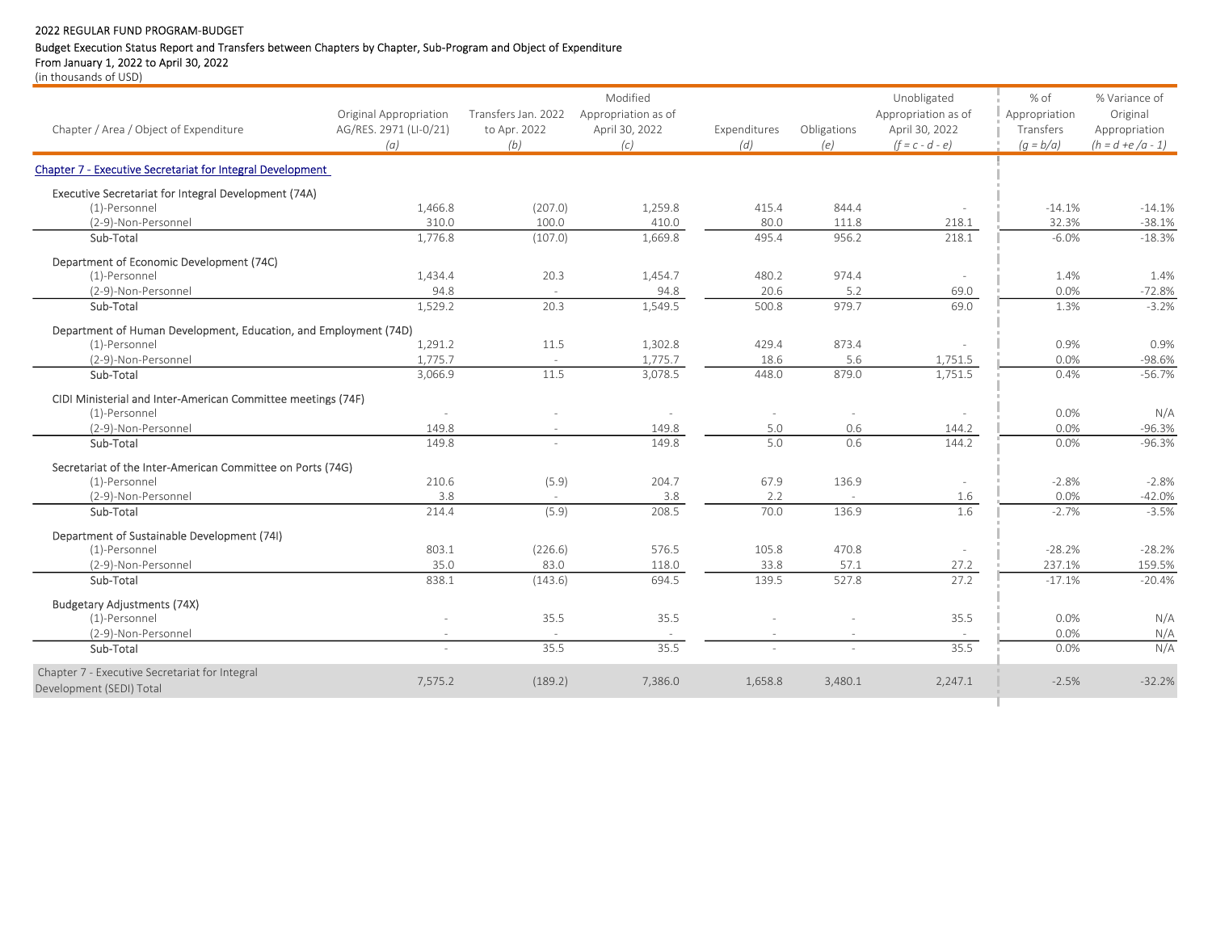2022 REGULAR FUND PROGRAM-BUDGET

Budget Execution Status Report and Transfers between Chapters by Chapter, Sub-Program and Object of Expenditure

From January 1, 2022 to April 30, 2022

(in thousands of USD)

| Chapter / Area / Object of Expenditure | Original Appropriation AG/RES. 2971 (LI-0/21) (a) | Transfers Jan. 2022 to Apr. 2022 (b) | Modified Appropriation as of April 30, 2022 (c) | Expenditures (d) | Obligations (e) | Unobligated Appropriation as of April 30, 2022 (f = c - d - e) | % of Appropriation Transfers (g = b/a) | % Variance of Original Appropriation (h = d +e /a - 1) |
|---|---|---|---|---|---|---|---|---|
| **Chapter 7 - Executive Secretariat for Integral Development** | | | | | | | | |
| Executive Secretariat for Integral Development (74A) | | | | | | | | |
| (1)-Personnel | 1,466.8 | (207.0) | 1,259.8 | 415.4 | 844.4 | - | -14.1% | -14.1% |
| (2-9)-Non-Personnel | 310.0 | 100.0 | 410.0 | 80.0 | 111.8 | 218.1 | 32.3% | -38.1% |
| Sub-Total | 1,776.8 | (107.0) | 1,669.8 | 495.4 | 956.2 | 218.1 | -6.0% | -18.3% |
| Department of Economic Development (74C) | | | | | | | | |
| (1)-Personnel | 1,434.4 | 20.3 | 1,454.7 | 480.2 | 974.4 | - | 1.4% | 1.4% |
| (2-9)-Non-Personnel | 94.8 | - | 94.8 | 20.6 | 5.2 | 69.0 | 0.0% | -72.8% |
| Sub-Total | 1,529.2 | 20.3 | 1,549.5 | 500.8 | 979.7 | 69.0 | 1.3% | -3.2% |
| Department of Human Development, Education, and Employment (74D) | | | | | | | | |
| (1)-Personnel | 1,291.2 | 11.5 | 1,302.8 | 429.4 | 873.4 | - | 0.9% | 0.9% |
| (2-9)-Non-Personnel | 1,775.7 | - | 1,775.7 | 18.6 | 5.6 | 1,751.5 | 0.0% | -98.6% |
| Sub-Total | 3,066.9 | 11.5 | 3,078.5 | 448.0 | 879.0 | 1,751.5 | 0.4% | -56.7% |
| CIDI Ministerial and Inter-American Committee meetings (74F) | | | | | | | | |
| (1)-Personnel | - | - | - | - | - | - | 0.0% | N/A |
| (2-9)-Non-Personnel | 149.8 | - | 149.8 | 5.0 | 0.6 | 144.2 | 0.0% | -96.3% |
| Sub-Total | 149.8 | - | 149.8 | 5.0 | 0.6 | 144.2 | 0.0% | -96.3% |
| Secretariat of the Inter-American Committee on Ports (74G) | | | | | | | | |
| (1)-Personnel | 210.6 | (5.9) | 204.7 | 67.9 | 136.9 | - | -2.8% | -2.8% |
| (2-9)-Non-Personnel | 3.8 | - | 3.8 | 2.2 | - | 1.6 | 0.0% | -42.0% |
| Sub-Total | 214.4 | (5.9) | 208.5 | 70.0 | 136.9 | 1.6 | -2.7% | -3.5% |
| Department of Sustainable Development (74I) | | | | | | | | |
| (1)-Personnel | 803.1 | (226.6) | 576.5 | 105.8 | 470.8 | - | -28.2% | -28.2% |
| (2-9)-Non-Personnel | 35.0 | 83.0 | 118.0 | 33.8 | 57.1 | 27.2 | 237.1% | 159.5% |
| Sub-Total | 838.1 | (143.6) | 694.5 | 139.5 | 527.8 | 27.2 | -17.1% | -20.4% |
| Budgetary Adjustments (74X) | | | | | | | | |
| (1)-Personnel | - | 35.5 | 35.5 | - | - | 35.5 | 0.0% | N/A |
| (2-9)-Non-Personnel | - | - | - | - | - | - | 0.0% | N/A |
| Sub-Total | - | 35.5 | 35.5 | - | - | 35.5 | 0.0% | N/A |
| Chapter 7 - Executive Secretariat for Integral Development (SEDI) Total | 7,575.2 | (189.2) | 7,386.0 | 1,658.8 | 3,480.1 | 2,247.1 | -2.5% | -32.2% |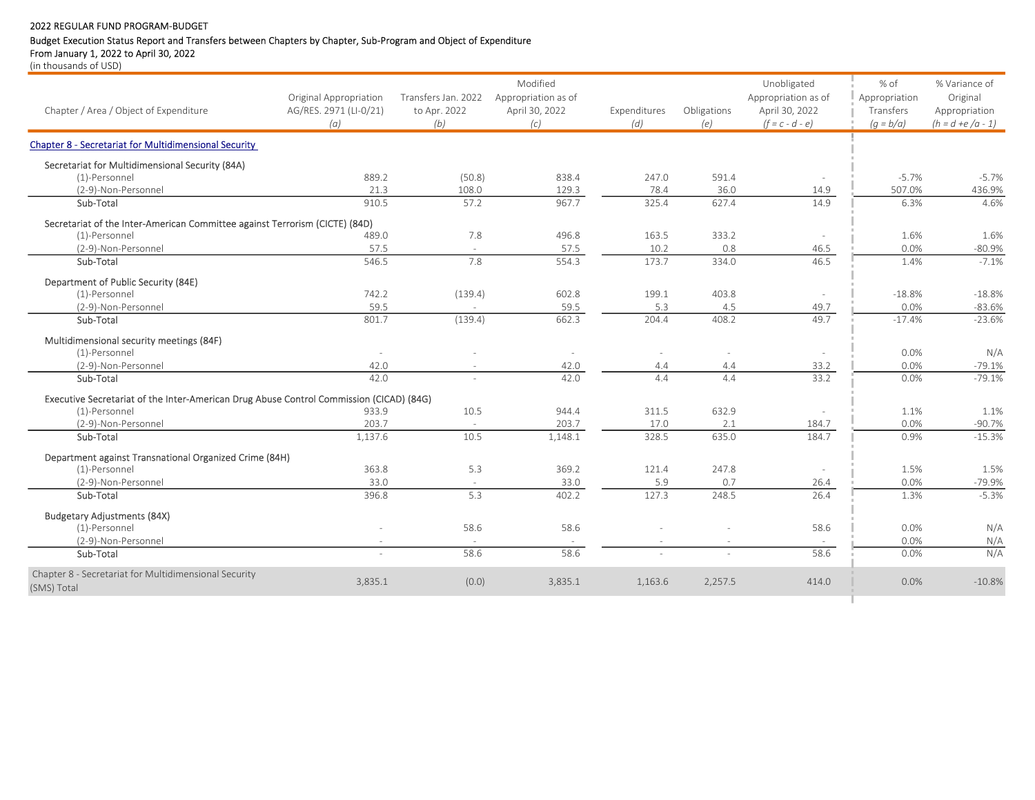2022 REGULAR FUND PROGRAM-BUDGET

Budget Execution Status Report and Transfers between Chapters by Chapter, Sub-Program and Object of Expenditure

From January 1, 2022 to April 30, 2022

(in thousands of USD)

| Chapter / Area / Object of Expenditure | Original Appropriation AG/RES. 2971 (LI-0/21) *(a)* | Transfers Jan. 2022 to Apr. 2022 *(b)* | Modified Appropriation as of April 30, 2022 *(c)* | Expenditures *(d)* | Obligations *(e)* | Unobligated Appropriation as of April 30, 2022 *(f = c - d - e)* | % of Appropriation Transfers *(g = b/a)* | % Variance of Original Appropriation *(h = d +e /a - 1)* |
|---|---|---|---|---|---|---|---|---|
| **Chapter 8 - Secretariat for Multidimensional Security** | | | | | | | | |
| Secretariat for Multidimensional Security (84A) | | | | | | | | |
| (1)-Personnel | 889.2 | (50.8) | 838.4 | 247.0 | 591.4 | - | -5.7% | -5.7% |
| (2-9)-Non-Personnel | 21.3 | 108.0 | 129.3 | 78.4 | 36.0 | 14.9 | 507.0% | 436.9% |
| Sub-Total | 910.5 | 57.2 | 967.7 | 325.4 | 627.4 | 14.9 | 6.3% | 4.6% |
| Secretariat of the Inter-American Committee against Terrorism (CICTE) (84D) | | | | | | | | |
| (1)-Personnel | 489.0 | 7.8 | 496.8 | 163.5 | 333.2 | - | 1.6% | 1.6% |
| (2-9)-Non-Personnel | 57.5 | - | 57.5 | 10.2 | 0.8 | 46.5 | 0.0% | -80.9% |
| Sub-Total | 546.5 | 7.8 | 554.3 | 173.7 | 334.0 | 46.5 | 1.4% | -7.1% |
| Department of Public Security (84E) | | | | | | | | |
| (1)-Personnel | 742.2 | (139.4) | 602.8 | 199.1 | 403.8 | - | -18.8% | -18.8% |
| (2-9)-Non-Personnel | 59.5 | - | 59.5 | 5.3 | 4.5 | 49.7 | 0.0% | -83.6% |
| Sub-Total | 801.7 | (139.4) | 662.3 | 204.4 | 408.2 | 49.7 | -17.4% | -23.6% |
| Multidimensional security meetings (84F) | | | | | | | | |
| (1)-Personnel | - | - | - | - | - | - | 0.0% | N/A |
| (2-9)-Non-Personnel | 42.0 | - | 42.0 | 4.4 | 4.4 | 33.2 | 0.0% | -79.1% |
| Sub-Total | 42.0 | - | 42.0 | 4.4 | 4.4 | 33.2 | 0.0% | -79.1% |
| Executive Secretariat of the Inter-American Drug Abuse Control Commission (CICAD) (84G) | | | | | | | | |
| (1)-Personnel | 933.9 | 10.5 | 944.4 | 311.5 | 632.9 | - | 1.1% | 1.1% |
| (2-9)-Non-Personnel | 203.7 | - | 203.7 | 17.0 | 2.1 | 184.7 | 0.0% | -90.7% |
| Sub-Total | 1,137.6 | 10.5 | 1,148.1 | 328.5 | 635.0 | 184.7 | 0.9% | -15.3% |
| Department against Transnational Organized Crime (84H) | | | | | | | | |
| (1)-Personnel | 363.8 | 5.3 | 369.2 | 121.4 | 247.8 | - | 1.5% | 1.5% |
| (2-9)-Non-Personnel | 33.0 | - | 33.0 | 5.9 | 0.7 | 26.4 | 0.0% | -79.9% |
| Sub-Total | 396.8 | 5.3 | 402.2 | 127.3 | 248.5 | 26.4 | 1.3% | -5.3% |
| Budgetary Adjustments (84X) | | | | | | | | |
| (1)-Personnel | - | 58.6 | 58.6 | - | - | 58.6 | 0.0% | N/A |
| (2-9)-Non-Personnel | - | - | - | - | - | - | 0.0% | N/A |
| Sub-Total | - | 58.6 | 58.6 | - | - | 58.6 | 0.0% | N/A |
| Chapter 8 - Secretariat for Multidimensional Security (SMS) Total | 3,835.1 | (0.0) | 3,835.1 | 1,163.6 | 2,257.5 | 414.0 | 0.0% | -10.8% |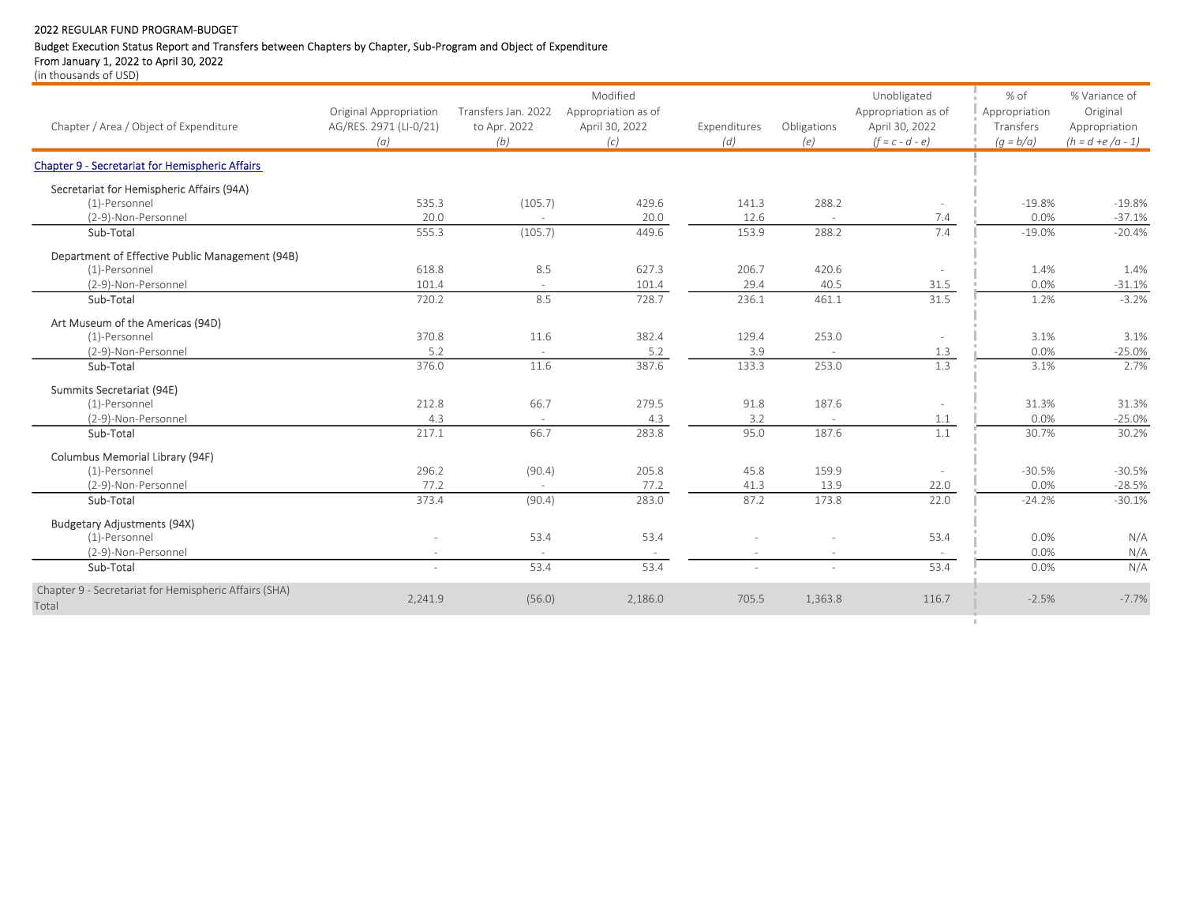2022 REGULAR FUND PROGRAM-BUDGET

Budget Execution Status Report and Transfers between Chapters by Chapter, Sub-Program and Object of Expenditure

From January 1, 2022 to April 30, 2022

(in thousands of USD)

| Chapter / Area / Object of Expenditure | Original Appropriation AG/RES. 2971 (LI-0/21) (a) | Transfers Jan. 2022 to Apr. 2022 (b) | Modified Appropriation as of April 30, 2022 (c) | Expenditures (d) | Obligations (e) | Unobligated Appropriation as of April 30, 2022 (f = c - d - e) | % of Appropriation Transfers (g = b/a) | % Variance of Original Appropriation (h = d +e /a - 1) |
|---|---|---|---|---|---|---|---|---|
| **Chapter 9 - Secretariat for Hemispheric Affairs** | | | | | | | | |
| Secretariat for Hemispheric Affairs (94A) | | | | | | | | |
| (1)-Personnel | 535.3 | (105.7) | 429.6 | 141.3 | 288.2 | - | -19.8% | -19.8% |
| (2-9)-Non-Personnel | 20.0 | - | 20.0 | 12.6 | - | 7.4 | 0.0% | -37.1% |
| Sub-Total | 555.3 | (105.7) | 449.6 | 153.9 | 288.2 | 7.4 | -19.0% | -20.4% |
| Department of Effective Public Management (94B) | | | | | | | | |
| (1)-Personnel | 618.8 | 8.5 | 627.3 | 206.7 | 420.6 | - | 1.4% | 1.4% |
| (2-9)-Non-Personnel | 101.4 | - | 101.4 | 29.4 | 40.5 | 31.5 | 0.0% | -31.1% |
| Sub-Total | 720.2 | 8.5 | 728.7 | 236.1 | 461.1 | 31.5 | 1.2% | -3.2% |
| Art Museum of the Americas (94D) | | | | | | | | |
| (1)-Personnel | 370.8 | 11.6 | 382.4 | 129.4 | 253.0 | - | 3.1% | 3.1% |
| (2-9)-Non-Personnel | 5.2 | - | 5.2 | 3.9 | - | 1.3 | 0.0% | -25.0% |
| Sub-Total | 376.0 | 11.6 | 387.6 | 133.3 | 253.0 | 1.3 | 3.1% | 2.7% |
| Summits Secretariat (94E) | | | | | | | | |
| (1)-Personnel | 212.8 | 66.7 | 279.5 | 91.8 | 187.6 | - | 31.3% | 31.3% |
| (2-9)-Non-Personnel | 4.3 | - | 4.3 | 3.2 | - | 1.1 | 0.0% | -25.0% |
| Sub-Total | 217.1 | 66.7 | 283.8 | 95.0 | 187.6 | 1.1 | 30.7% | 30.2% |
| Columbus Memorial Library (94F) | | | | | | | | |
| (1)-Personnel | 296.2 | (90.4) | 205.8 | 45.8 | 159.9 | - | -30.5% | -30.5% |
| (2-9)-Non-Personnel | 77.2 | - | 77.2 | 41.3 | 13.9 | 22.0 | 0.0% | -28.5% |
| Sub-Total | 373.4 | (90.4) | 283.0 | 87.2 | 173.8 | 22.0 | -24.2% | -30.1% |
| Budgetary Adjustments (94X) | | | | | | | | |
| (1)-Personnel | - | 53.4 | 53.4 | - | - | 53.4 | 0.0% | N/A |
| (2-9)-Non-Personnel | - | - | - | - | - | - | 0.0% | N/A |
| Sub-Total | - | 53.4 | 53.4 | - | - | 53.4 | 0.0% | N/A |
| Chapter 9 - Secretariat for Hemispheric Affairs (SHA) Total | 2,241.9 | (56.0) | 2,186.0 | 705.5 | 1,363.8 | 116.7 | -2.5% | -7.7% |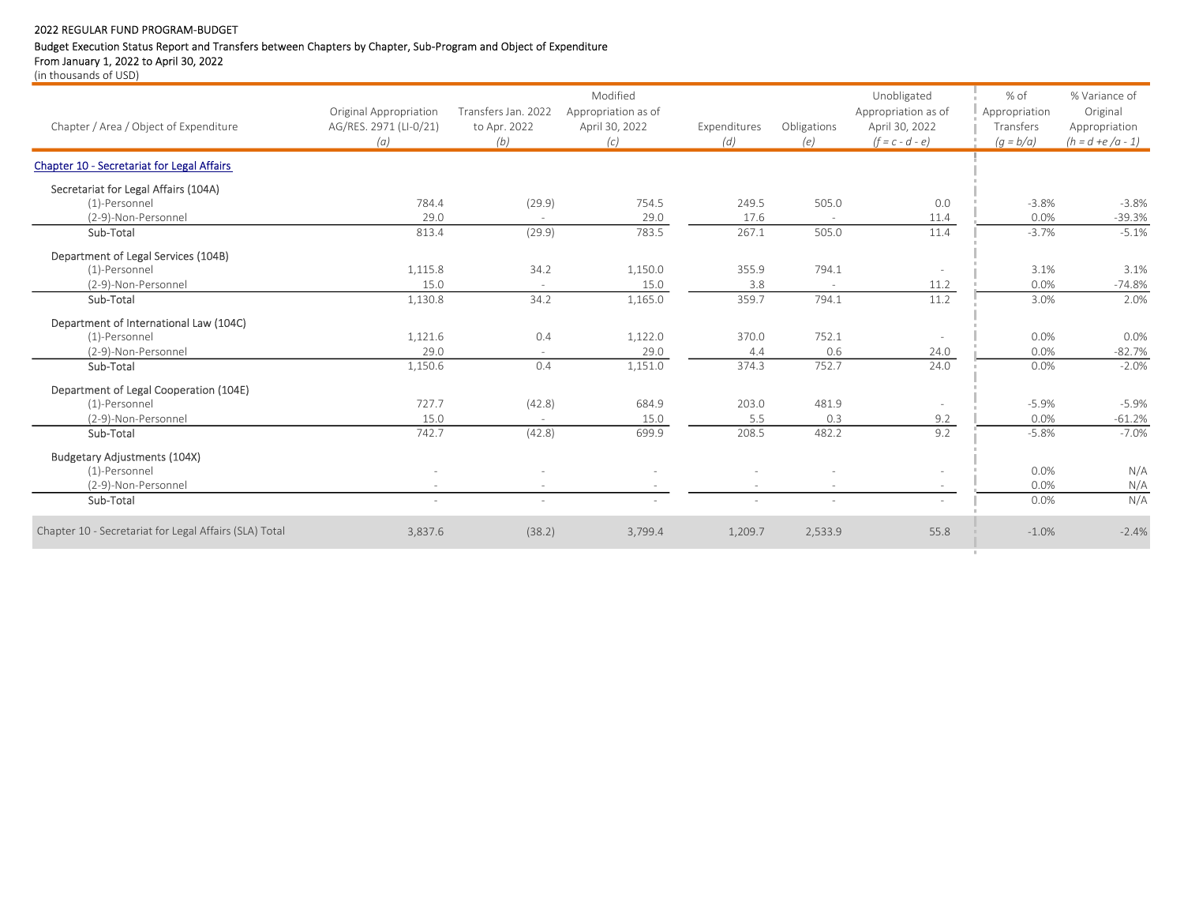2022 REGULAR FUND PROGRAM-BUDGET

Budget Execution Status Report and Transfers between Chapters by Chapter, Sub-Program and Object of Expenditure

From January 1, 2022 to April 30, 2022

(in thousands of USD)

| Chapter / Area / Object of Expenditure | Original Appropriation AG/RES. 2971 (LI-0/21) *(a)* | Transfers Jan. 2022 to Apr. 2022 *(b)* | Modified Appropriation as of April 30, 2022 *(c)* | Expenditures *(d)* | Obligations *(e)* | Unobligated Appropriation as of April 30, 2022 *(f = c - d - e)* | % of Appropriation Transfers *(g = b/a)* | % Variance of Original Appropriation *(h = d +e /a - 1)* |
|---|---|---|---|---|---|---|---|---|
| **Chapter 10 - Secretariat for Legal Affairs** | | | | | | | | |
| Secretariat for Legal Affairs (104A) | | | | | | | | |
| (1)-Personnel | 784.4 | (29.9) | 754.5 | 249.5 | 505.0 | 0.0 | -3.8% | -3.8% |
| (2-9)-Non-Personnel | 29.0 | - | 29.0 | 17.6 | - | 11.4 | 0.0% | -39.3% |
| Sub-Total | 813.4 | (29.9) | 783.5 | 267.1 | 505.0 | 11.4 | -3.7% | -5.1% |
| Department of Legal Services (104B) | | | | | | | | |
| (1)-Personnel | 1,115.8 | 34.2 | 1,150.0 | 355.9 | 794.1 | - | 3.1% | 3.1% |
| (2-9)-Non-Personnel | 15.0 | - | 15.0 | 3.8 | - | 11.2 | 0.0% | -74.8% |
| Sub-Total | 1,130.8 | 34.2 | 1,165.0 | 359.7 | 794.1 | 11.2 | 3.0% | 2.0% |
| Department of International Law (104C) | | | | | | | | |
| (1)-Personnel | 1,121.6 | 0.4 | 1,122.0 | 370.0 | 752.1 | - | 0.0% | 0.0% |
| (2-9)-Non-Personnel | 29.0 | - | 29.0 | 4.4 | 0.6 | 24.0 | 0.0% | -82.7% |
| Sub-Total | 1,150.6 | 0.4 | 1,151.0 | 374.3 | 752.7 | 24.0 | 0.0% | -2.0% |
| Department of Legal Cooperation (104E) | | | | | | | | |
| (1)-Personnel | 727.7 | (42.8) | 684.9 | 203.0 | 481.9 | - | -5.9% | -5.9% |
| (2-9)-Non-Personnel | 15.0 | - | 15.0 | 5.5 | 0.3 | 9.2 | 0.0% | -61.2% |
| Sub-Total | 742.7 | (42.8) | 699.9 | 208.5 | 482.2 | 9.2 | -5.8% | -7.0% |
| Budgetary Adjustments (104X) | | | | | | | | |
| (1)-Personnel | - | - | - | - | - | - | 0.0% | N/A |
| (2-9)-Non-Personnel | - | - | - | - | - | - | 0.0% | N/A |
| Sub-Total | - | - | - | - | - | - | 0.0% | N/A |
| Chapter 10 - Secretariat for Legal Affairs (SLA) Total | 3,837.6 | (38.2) | 3,799.4 | 1,209.7 | 2,533.9 | 55.8 | -1.0% | -2.4% |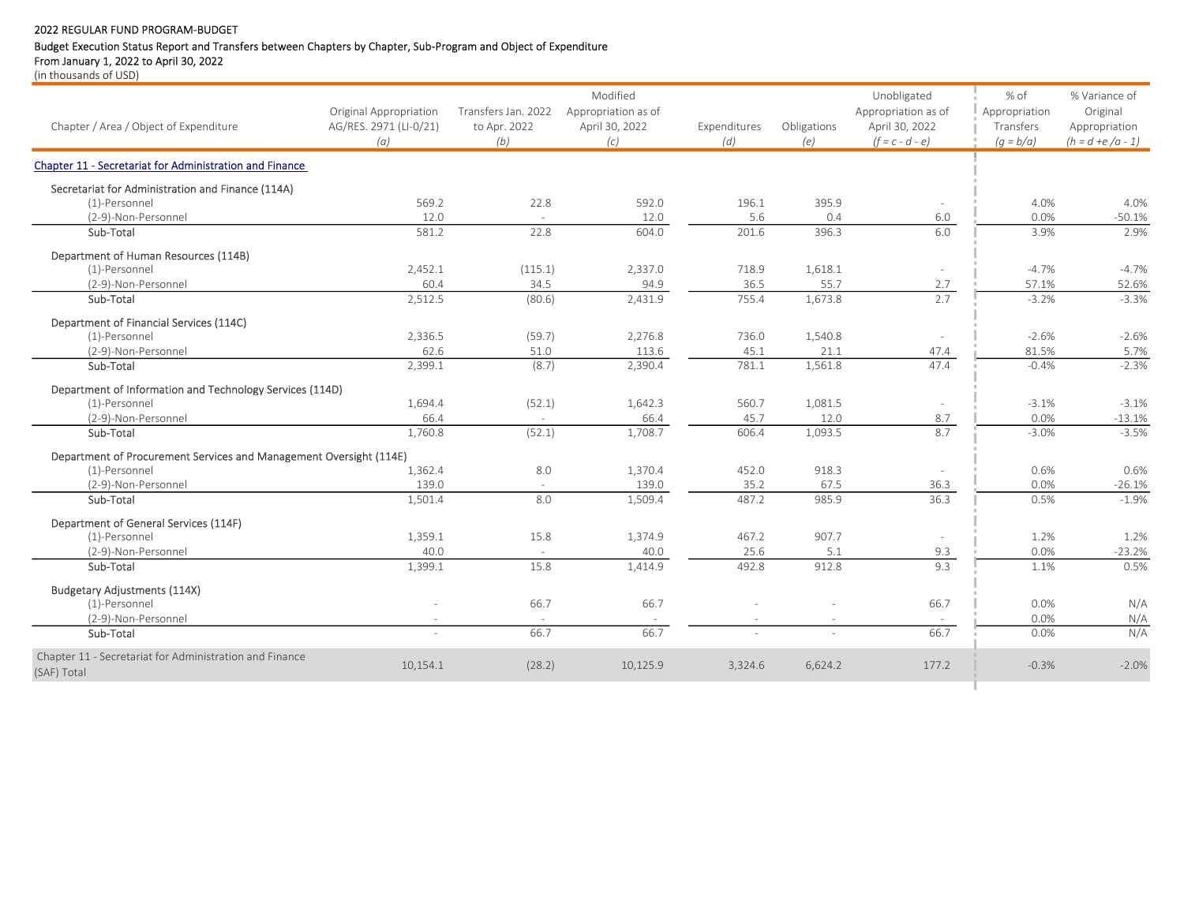2022 REGULAR FUND PROGRAM-BUDGET

Budget Execution Status Report and Transfers between Chapters by Chapter, Sub-Program and Object of Expenditure

From January 1, 2022 to April 30, 2022

(in thousands of USD)

| Chapter / Area / Object of Expenditure | Original Appropriation AG/RES. 2971 (LI-0/21) (a) | Transfers Jan. 2022 to Apr. 2022 (b) | Modified Appropriation as of April 30, 2022 (c) | Expenditures (d) | Obligations (e) | Unobligated Appropriation as of April 30, 2022 (f = c - d - e) | % of Appropriation Transfers (g = b/a) | % Variance of Original Appropriation (h = d +e /a - 1) |
|---|---|---|---|---|---|---|---|---|
| **Chapter 11 - Secretariat for Administration and Finance** | | | | | | | | |
| Secretariat for Administration and Finance (114A) | | | | | | | | |
| (1)-Personnel | 569.2 | 22.8 | 592.0 | 196.1 | 395.9 | - | 4.0% | 4.0% |
| (2-9)-Non-Personnel | 12.0 | - | 12.0 | 5.6 | 0.4 | 6.0 | 0.0% | -50.1% |
| Sub-Total | 581.2 | 22.8 | 604.0 | 201.6 | 396.3 | 6.0 | 3.9% | 2.9% |
| Department of Human Resources (114B) | | | | | | | | |
| (1)-Personnel | 2,452.1 | (115.1) | 2,337.0 | 718.9 | 1,618.1 | - | -4.7% | -4.7% |
| (2-9)-Non-Personnel | 60.4 | 34.5 | 94.9 | 36.5 | 55.7 | 2.7 | 57.1% | 52.6% |
| Sub-Total | 2,512.5 | (80.6) | 2,431.9 | 755.4 | 1,673.8 | 2.7 | -3.2% | -3.3% |
| Department of Financial Services (114C) | | | | | | | | |
| (1)-Personnel | 2,336.5 | (59.7) | 2,276.8 | 736.0 | 1,540.8 | - | -2.6% | -2.6% |
| (2-9)-Non-Personnel | 62.6 | 51.0 | 113.6 | 45.1 | 21.1 | 47.4 | 81.5% | 5.7% |
| Sub-Total | 2,399.1 | (8.7) | 2,390.4 | 781.1 | 1,561.8 | 47.4 | -0.4% | -2.3% |
| Department of Information and Technology Services (114D) | | | | | | | | |
| (1)-Personnel | 1,694.4 | (52.1) | 1,642.3 | 560.7 | 1,081.5 | - | -3.1% | -3.1% |
| (2-9)-Non-Personnel | 66.4 | - | 66.4 | 45.7 | 12.0 | 8.7 | 0.0% | -13.1% |
| Sub-Total | 1,760.8 | (52.1) | 1,708.7 | 606.4 | 1,093.5 | 8.7 | -3.0% | -3.5% |
| Department of Procurement Services and Management Oversight (114E) | | | | | | | | |
| (1)-Personnel | 1,362.4 | 8.0 | 1,370.4 | 452.0 | 918.3 | - | 0.6% | 0.6% |
| (2-9)-Non-Personnel | 139.0 | - | 139.0 | 35.2 | 67.5 | 36.3 | 0.0% | -26.1% |
| Sub-Total | 1,501.4 | 8.0 | 1,509.4 | 487.2 | 985.9 | 36.3 | 0.5% | -1.9% |
| Department of General Services (114F) | | | | | | | | |
| (1)-Personnel | 1,359.1 | 15.8 | 1,374.9 | 467.2 | 907.7 | - | 1.2% | 1.2% |
| (2-9)-Non-Personnel | 40.0 | - | 40.0 | 25.6 | 5.1 | 9.3 | 0.0% | -23.2% |
| Sub-Total | 1,399.1 | 15.8 | 1,414.9 | 492.8 | 912.8 | 9.3 | 1.1% | 0.5% |
| Budgetary Adjustments (114X) | | | | | | | | |
| (1)-Personnel | - | 66.7 | 66.7 | - | - | 66.7 | 0.0% | N/A |
| (2-9)-Non-Personnel | - | - | - | - | - | - | 0.0% | N/A |
| Sub-Total | - | 66.7 | 66.7 | - | - | 66.7 | 0.0% | N/A |
| Chapter 11 - Secretariat for Administration and Finance (SAF) Total | 10,154.1 | (28.2) | 10,125.9 | 3,324.6 | 6,624.2 | 177.2 | -0.3% | -2.0% |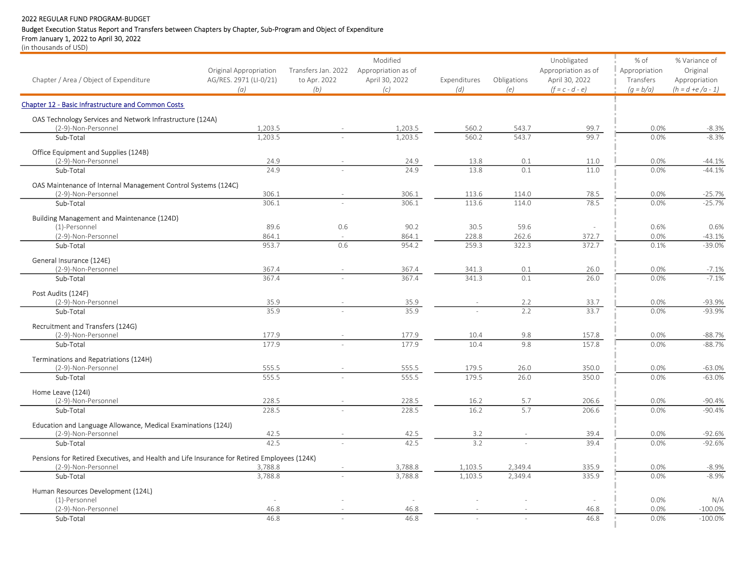2022 REGULAR FUND PROGRAM-BUDGET

Budget Execution Status Report and Transfers between Chapters by Chapter, Sub-Program and Object of Expenditure

From January 1, 2022 to April 30, 2022

(in thousands of USD)

| Chapter / Area / Object of Expenditure | Original Appropriation AG/RES. 2971 (LI-0/21) (a) | Transfers Jan. 2022 to Apr. 2022 (b) | Modified Appropriation as of April 30, 2022 (c) | Expenditures (d) | Obligations (e) | Unobligated Appropriation as of April 30, 2022 (f = c - d - e) | % of Appropriation Transfers (g = b/a) | % Variance of Original Appropriation (h = d +e /a - 1) |
|---|---|---|---|---|---|---|---|---|
| **Chapter 12 - Basic Infrastructure and Common Costs** | | | | | | | | |
| OAS Technology Services and Network Infrastructure (124A) | | | | | | | | |
| (2-9)-Non-Personnel | 1,203.5 | - | 1,203.5 | 560.2 | 543.7 | 99.7 | 0.0% | -8.3% |
| Sub-Total | 1,203.5 | - | 1,203.5 | 560.2 | 543.7 | 99.7 | 0.0% | -8.3% |
| Office Equipment and Supplies (124B) | | | | | | | | |
| (2-9)-Non-Personnel | 24.9 | - | 24.9 | 13.8 | 0.1 | 11.0 | 0.0% | -44.1% |
| Sub-Total | 24.9 | - | 24.9 | 13.8 | 0.1 | 11.0 | 0.0% | -44.1% |
| OAS Maintenance of Internal Management Control Systems (124C) | | | | | | | | |
| (2-9)-Non-Personnel | 306.1 | - | 306.1 | 113.6 | 114.0 | 78.5 | 0.0% | -25.7% |
| Sub-Total | 306.1 | - | 306.1 | 113.6 | 114.0 | 78.5 | 0.0% | -25.7% |
| Building Management and Maintenance (124D) | | | | | | | | |
| (1)-Personnel | 89.6 | 0.6 | 90.2 | 30.5 | 59.6 | - | 0.6% | 0.6% |
| (2-9)-Non-Personnel | 864.1 | - | 864.1 | 228.8 | 262.6 | 372.7 | 0.0% | -43.1% |
| Sub-Total | 953.7 | 0.6 | 954.2 | 259.3 | 322.3 | 372.7 | 0.1% | -39.0% |
| General Insurance (124E) | | | | | | | | |
| (2-9)-Non-Personnel | 367.4 | - | 367.4 | 341.3 | 0.1 | 26.0 | 0.0% | -7.1% |
| Sub-Total | 367.4 | - | 367.4 | 341.3 | 0.1 | 26.0 | 0.0% | -7.1% |
| Post Audits (124F) | | | | | | | | |
| (2-9)-Non-Personnel | 35.9 | - | 35.9 | - | 2.2 | 33.7 | 0.0% | -93.9% |
| Sub-Total | 35.9 | - | 35.9 | - | 2.2 | 33.7 | 0.0% | -93.9% |
| Recruitment and Transfers (124G) | | | | | | | | |
| (2-9)-Non-Personnel | 177.9 | - | 177.9 | 10.4 | 9.8 | 157.8 | 0.0% | -88.7% |
| Sub-Total | 177.9 | - | 177.9 | 10.4 | 9.8 | 157.8 | 0.0% | -88.7% |
| Terminations and Repatriations (124H) | | | | | | | | |
| (2-9)-Non-Personnel | 555.5 | - | 555.5 | 179.5 | 26.0 | 350.0 | 0.0% | -63.0% |
| Sub-Total | 555.5 | - | 555.5 | 179.5 | 26.0 | 350.0 | 0.0% | -63.0% |
| Home Leave (124I) | | | | | | | | |
| (2-9)-Non-Personnel | 228.5 | - | 228.5 | 16.2 | 5.7 | 206.6 | 0.0% | -90.4% |
| Sub-Total | 228.5 | - | 228.5 | 16.2 | 5.7 | 206.6 | 0.0% | -90.4% |
| Education and Language Allowance, Medical Examinations (124J) | | | | | | | | |
| (2-9)-Non-Personnel | 42.5 | - | 42.5 | 3.2 | - | 39.4 | 0.0% | -92.6% |
| Sub-Total | 42.5 | - | 42.5 | 3.2 | - | 39.4 | 0.0% | -92.6% |
| Pensions for Retired Executives, and Health and Life Insurance for Retired Employees (124K) | | | | | | | | |
| (2-9)-Non-Personnel | 3,788.8 | - | 3,788.8 | 1,103.5 | 2,349.4 | 335.9 | 0.0% | -8.9% |
| Sub-Total | 3,788.8 | - | 3,788.8 | 1,103.5 | 2,349.4 | 335.9 | 0.0% | -8.9% |
| Human Resources Development (124L) | | | | | | | | |
| (1)-Personnel | - | - | - | - | - | - | 0.0% | N/A |
| (2-9)-Non-Personnel | 46.8 | - | 46.8 | - | - | 46.8 | 0.0% | -100.0% |
| Sub-Total | 46.8 | - | 46.8 | - | - | 46.8 | 0.0% | -100.0% |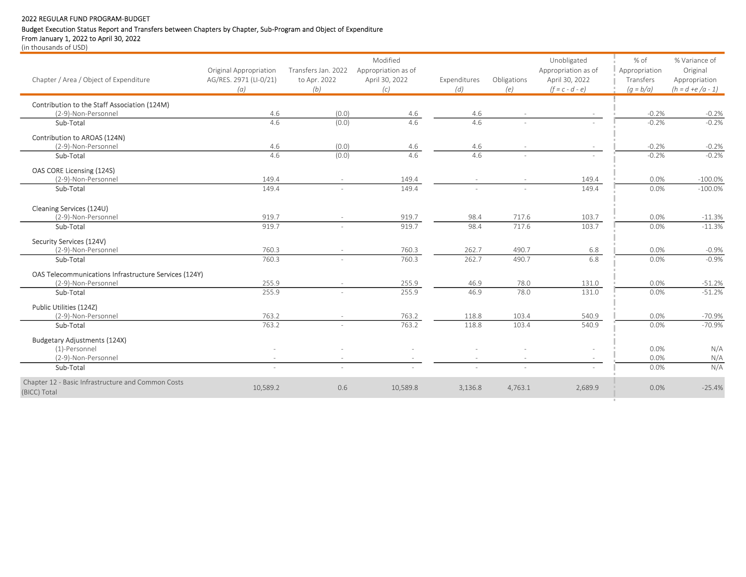2022 REGULAR FUND PROGRAM-BUDGET

Budget Execution Status Report and Transfers between Chapters by Chapter, Sub-Program and Object of Expenditure

From January 1, 2022 to April 30, 2022

(in thousands of USD)

| Chapter / Area / Object of Expenditure | Original Appropriation AG/RES. 2971 (LI-0/21) *(a)* | Transfers Jan. 2022 to Apr. 2022 *(b)* | Modified Appropriation as of April 30, 2022 *(c)* | Expenditures *(d)* | Obligations *(e)* | Unobligated Appropriation as of April 30, 2022 *(f = c - d - e)* | % of Appropriation Transfers *(g = b/a)* | % Variance of Original Appropriation *(h = d +e /a - 1)* |
|---|---|---|---|---|---|---|---|---|
| Contribution to the Staff Association (124M) | | | | | | | | |
| (2-9)-Non-Personnel | 4.6 | (0.0) | 4.6 | 4.6 | - | - | -0.2% | -0.2% |
| Sub-Total | 4.6 | (0.0) | 4.6 | 4.6 | - | - | -0.2% | -0.2% |
| Contribution to AROAS (124N) | | | | | | | | |
| (2-9)-Non-Personnel | 4.6 | (0.0) | 4.6 | 4.6 | - | - | -0.2% | -0.2% |
| Sub-Total | 4.6 | (0.0) | 4.6 | 4.6 | - | - | -0.2% | -0.2% |
| OAS CORE Licensing (124S) | | | | | | | | |
| (2-9)-Non-Personnel | 149.4 | - | 149.4 | - | - | 149.4 | 0.0% | -100.0% |
| Sub-Total | 149.4 | - | 149.4 | - | - | 149.4 | 0.0% | -100.0% |
| Cleaning Services (124U) | | | | | | | | |
| (2-9)-Non-Personnel | 919.7 | - | 919.7 | 98.4 | 717.6 | 103.7 | 0.0% | -11.3% |
| Sub-Total | 919.7 | - | 919.7 | 98.4 | 717.6 | 103.7 | 0.0% | -11.3% |
| Security Services (124V) | | | | | | | | |
| (2-9)-Non-Personnel | 760.3 | - | 760.3 | 262.7 | 490.7 | 6.8 | 0.0% | -0.9% |
| Sub-Total | 760.3 | - | 760.3 | 262.7 | 490.7 | 6.8 | 0.0% | -0.9% |
| OAS Telecommunications Infrastructure Services (124Y) | | | | | | | | |
| (2-9)-Non-Personnel | 255.9 | - | 255.9 | 46.9 | 78.0 | 131.0 | 0.0% | -51.2% |
| Sub-Total | 255.9 | - | 255.9 | 46.9 | 78.0 | 131.0 | 0.0% | -51.2% |
| Public Utilities (124Z) | | | | | | | | |
| (2-9)-Non-Personnel | 763.2 | - | 763.2 | 118.8 | 103.4 | 540.9 | 0.0% | -70.9% |
| Sub-Total | 763.2 | - | 763.2 | 118.8 | 103.4 | 540.9 | 0.0% | -70.9% |
| Budgetary Adjustments (124X) | | | | | | | | |
| (1)-Personnel | - | - | - | - | - | - | 0.0% | N/A |
| (2-9)-Non-Personnel | - | - | - | - | - | - | 0.0% | N/A |
| Sub-Total | - | - | - | - | - | - | 0.0% | N/A |
| Chapter 12 - Basic Infrastructure and Common Costs (BICC) Total | 10,589.2 | 0.6 | 10,589.8 | 3,136.8 | 4,763.1 | 2,689.9 | 0.0% | -25.4% |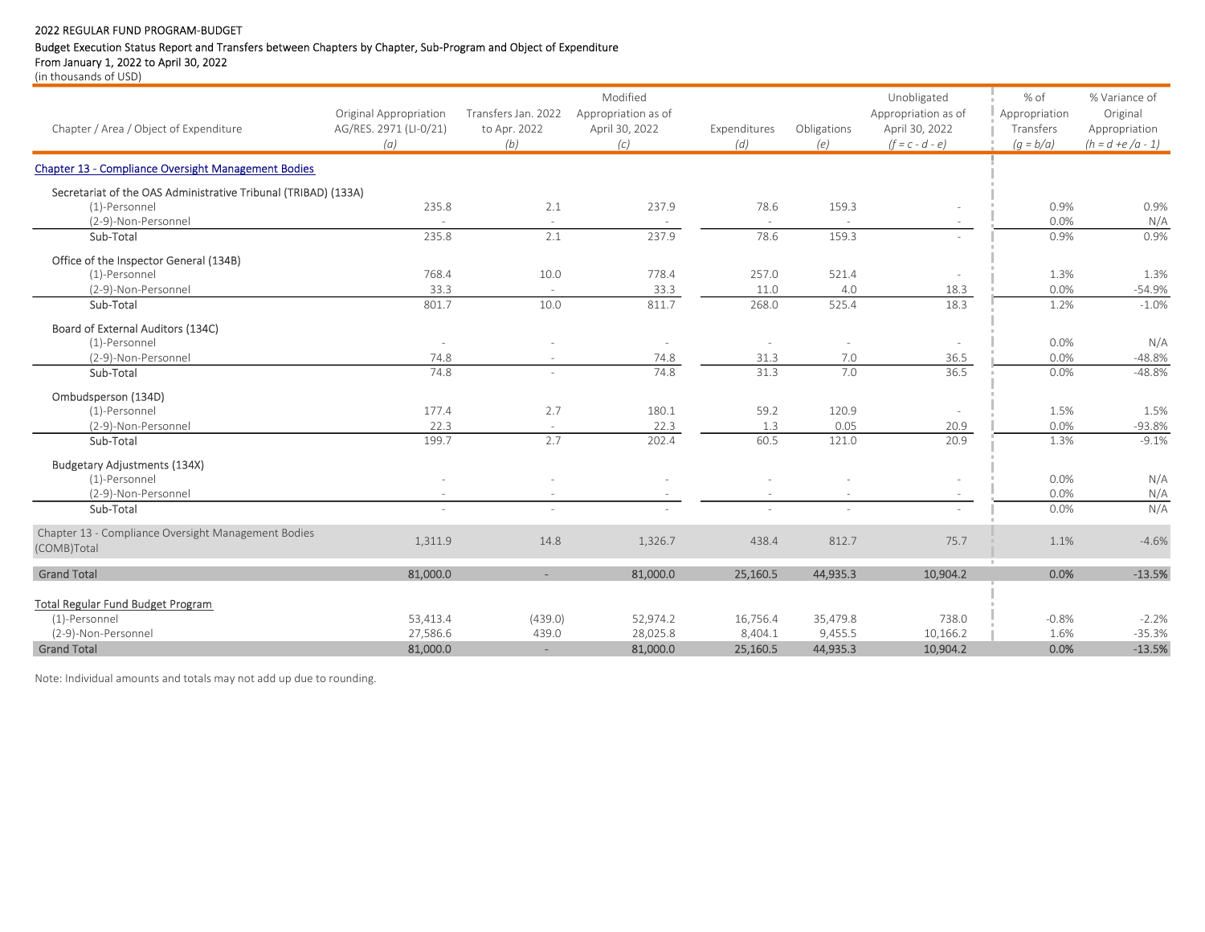2022 REGULAR FUND PROGRAM-BUDGET

Budget Execution Status Report and Transfers between Chapters by Chapter, Sub-Program and Object of Expenditure

From January 1, 2022 to April 30, 2022

(in thousands of USD)

| Chapter / Area / Object of Expenditure | Original Appropriation AG/RES. 2971 (LI-0/21) *(a)* | Transfers Jan. 2022 to Apr. 2022 *(b)* | Modified Appropriation as of April 30, 2022 *(c)* | Expenditures *(d)* | Obligations *(e)* | Unobligated Appropriation as of April 30, 2022 *(f = c - d - e)* | % of Appropriation Transfers *(g = b/a)* | % Variance of Original Appropriation *(h = d +e /a - 1)* |
|---|---|---|---|---|---|---|---|---|
| **Chapter 13 - Compliance Oversight Management Bodies** | | | | | | | | |
| Secretariat of the OAS Administrative Tribunal (TRIBAD) (133A) | | | | | | | | |
| (1)-Personnel | 235.8 | 2.1 | 237.9 | 78.6 | 159.3 | - | 0.9% | 0.9% |
| (2-9)-Non-Personnel | - | - | - | - | - | - | 0.0% | N/A |
| Sub-Total | 235.8 | 2.1 | 237.9 | 78.6 | 159.3 | - | 0.9% | 0.9% |
| Office of the Inspector General (134B) | | | | | | | | |
| (1)-Personnel | 768.4 | 10.0 | 778.4 | 257.0 | 521.4 | - | 1.3% | 1.3% |
| (2-9)-Non-Personnel | 33.3 | - | 33.3 | 11.0 | 4.0 | 18.3 | 0.0% | -54.9% |
| Sub-Total | 801.7 | 10.0 | 811.7 | 268.0 | 525.4 | 18.3 | 1.2% | -1.0% |
| Board of External Auditors (134C) | | | | | | | | |
| (1)-Personnel | - | - | - | - | - | - | 0.0% | N/A |
| (2-9)-Non-Personnel | 74.8 | - | 74.8 | 31.3 | 7.0 | 36.5 | 0.0% | -48.8% |
| Sub-Total | 74.8 | - | 74.8 | 31.3 | 7.0 | 36.5 | 0.0% | -48.8% |
| Ombudsperson (134D) | | | | | | | | |
| (1)-Personnel | 177.4 | 2.7 | 180.1 | 59.2 | 120.9 | - | 1.5% | 1.5% |
| (2-9)-Non-Personnel | 22.3 | - | 22.3 | 1.3 | 0.05 | 20.9 | 0.0% | -93.8% |
| Sub-Total | 199.7 | 2.7 | 202.4 | 60.5 | 121.0 | 20.9 | 1.3% | -9.1% |
| Budgetary Adjustments (134X) | | | | | | | | |
| (1)-Personnel | - | - | - | - | - | - | 0.0% | N/A |
| (2-9)-Non-Personnel | - | - | - | - | - | - | 0.0% | N/A |
| Sub-Total | - | - | - | - | - | - | 0.0% | N/A |
| Chapter 13 - Compliance Oversight Management Bodies (COMB)Total | 1,311.9 | 14.8 | 1,326.7 | 438.4 | 812.7 | 75.7 | 1.1% | -4.6% |
| **Grand Total** | 81,000.0 | - | 81,000.0 | 25,160.5 | 44,935.3 | 10,904.2 | 0.0% | -13.5% |
| **Total Regular Fund Budget Program** | | | | | | | | |
| (1)-Personnel | 53,413.4 | (439.0) | 52,974.2 | 16,756.4 | 35,479.8 | 738.0 | -0.8% | -2.2% |
| (2-9)-Non-Personnel | 27,586.6 | 439.0 | 28,025.8 | 8,404.1 | 9,455.5 | 10,166.2 | 1.6% | -35.3% |
| **Grand Total** | 81,000.0 | - | 81,000.0 | 25,160.5 | 44,935.3 | 10,904.2 | 0.0% | -13.5% |

Note: Individual amounts and totals may not add up due to rounding.